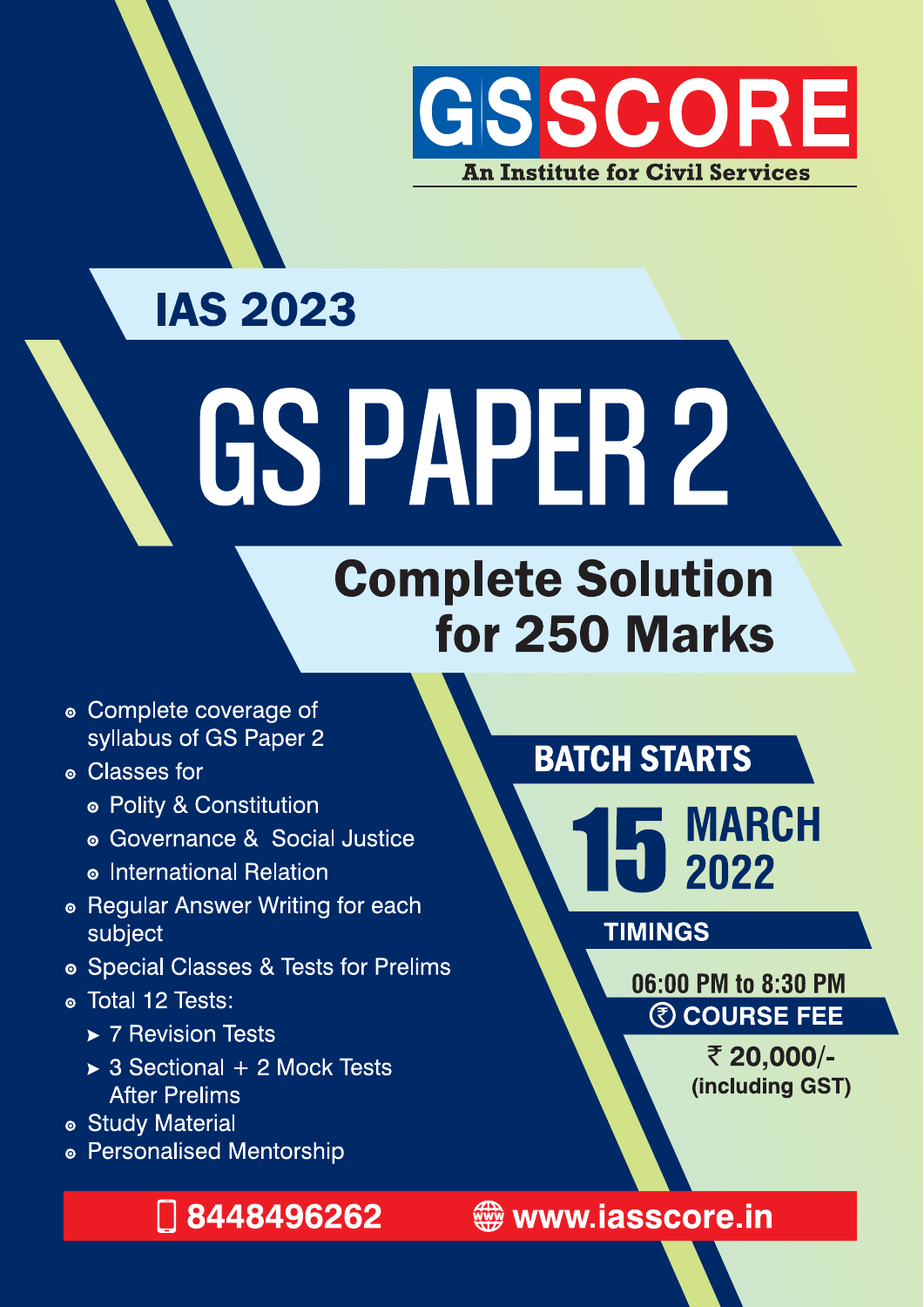# GS SCORE

An Institute for Civil Services

## IAS 2023

# GS PAPER 2

## Complete Solution for 250 Marks

- Complete coverage of syllabus of GS Paper 2
- Classes for
  - Polity & Constitution
  - Governance & Social Justice
  - International Relation
- Regular Answer Writing for each subject
- Special Classes & Tests for Prelims
- Total 12 Tests:
  - 7 Revision Tests
  - 3 Sectional + 2 Mock Tests After Prelims
- Study Material
- Personalised Mentorship

**BATCH STARTS**

**15 MARCH 2022**

**TIMINGS**

06:00 PM to 8:30 PM

**COURSE FEE**

₹ 20,000/- (including GST)

8448496262 www.iasscore.in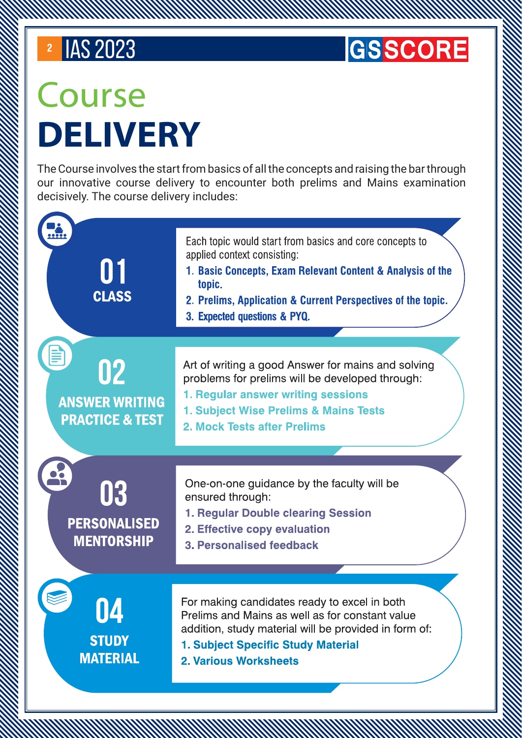# Course DELIVERY

The Course involves the start from basics of all the concepts and raising the bar through our innovative course delivery to encounter both prelims and Mains examination decisively. The course delivery includes:

## 01 CLASS

Each topic would start from basics and core concepts to applied context consisting:

1. **Basic Concepts, Exam Relevant Content & Analysis of the topic.**
2. **Prelims, Application & Current Perspectives of the topic.**
3. **Expected questions & PYQ.**

## 02 ANSWER WRITING PRACTICE & TEST

Art of writing a good Answer for mains and solving problems for prelims will be developed through:

1. **Regular answer writing sessions**
1. **Subject Wise Prelims & Mains Tests**
2. **Mock Tests after Prelims**

## 03 PERSONALISED MENTORSHIP

One-on-one guidance by the faculty will be ensured through:

1. **Regular Double clearing Session**
2. **Effective copy evaluation**
3. **Personalised feedback**

## 04 STUDY MATERIAL

For making candidates ready to excel in both Prelims and Mains as well as for constant value addition, study material will be provided in form of:

1. **Subject Specific Study Material**
2. **Various Worksheets**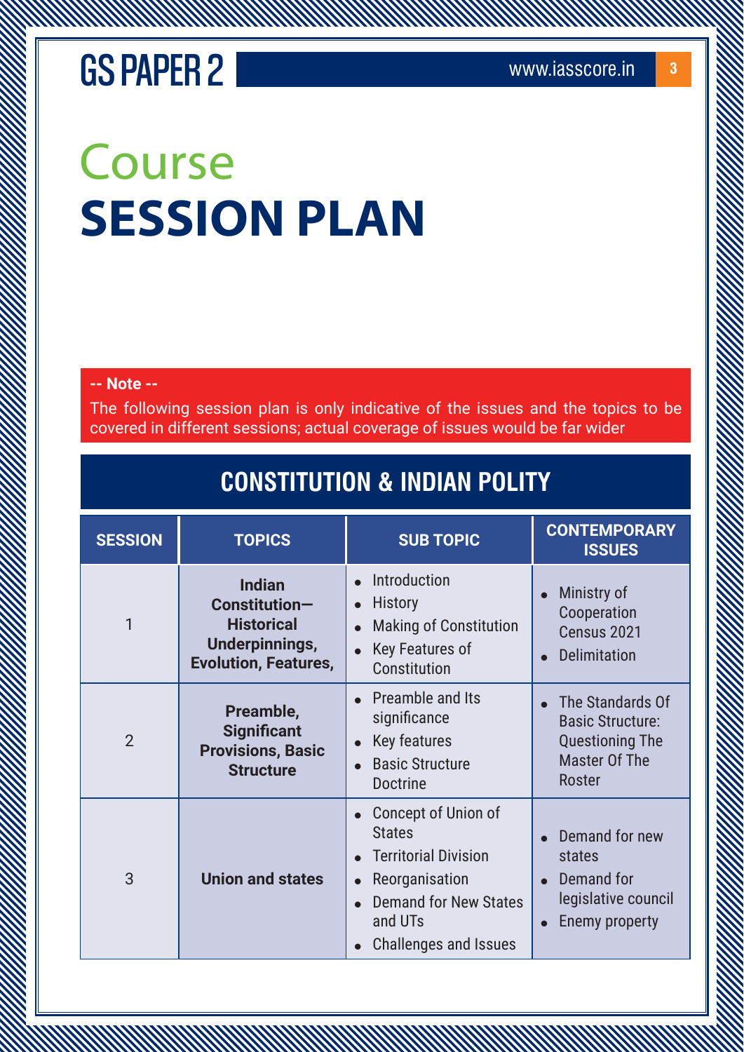# Course SESSION PLAN

**-- Note --**

The following session plan is only indicative of the issues and the topics to be covered in different sessions; actual coverage of issues would be far wider

## CONSTITUTION & INDIAN POLITY

| SESSION | TOPICS | SUB TOPIC | CONTEMPORARY ISSUES |
|---|---|---|---|
| 1 | **Indian Constitution—Historical Underpinnings, Evolution, Features,** | • Introduction<br>• History<br>• Making of Constitution<br>• Key Features of Constitution | • Ministry of Cooperation Census 2021<br>• Delimitation |
| 2 | **Preamble, Significant Provisions, Basic Structure** | • Preamble and Its significance<br>• Key features<br>• Basic Structure Doctrine | • The Standards Of Basic Structure: Questioning The Master Of The Roster |
| 3 | **Union and states** | • Concept of Union of States<br>• Territorial Division<br>• Reorganisation<br>• Demand for New States and UTs<br>• Challenges and Issues | • Demand for new states<br>• Demand for legislative council<br>• Enemy property |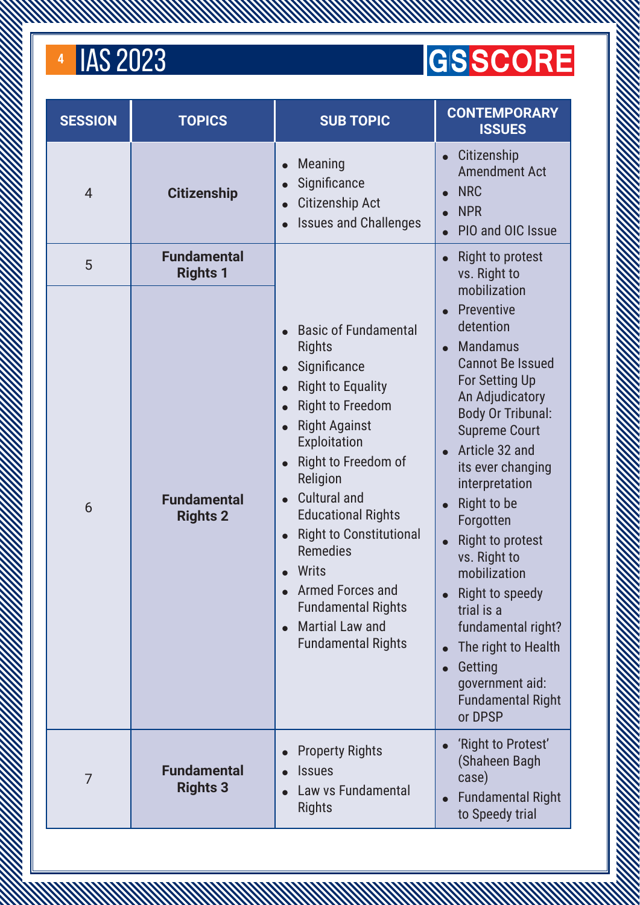| SESSION | TOPICS | SUB TOPIC | CONTEMPORARY ISSUES |
|---|---|---|---|
| 4 | **Citizenship** | • Meaning<br>• Significance<br>• Citizenship Act<br>• Issues and Challenges | • Citizenship Amendment Act<br>• NRC<br>• NPR<br>• PIO and OIC Issue |
| 5 | **Fundamental Rights 1** | • Basic of Fundamental Rights<br>• Significance<br>• Right to Equality<br>• Right to Freedom<br>• Right Against Exploitation<br>• Right to Freedom of Religion<br>• Cultural and Educational Rights<br>• Right to Constitutional Remedies<br>• Writs<br>• Armed Forces and Fundamental Rights<br>• Martial Law and Fundamental Rights | • Right to protest vs. Right to mobilization<br>• Preventive detention<br>• Mandamus Cannot Be Issued For Setting Up An Adjudicatory Body Or Tribunal: Supreme Court<br>• Article 32 and its ever changing interpretation<br>• Right to be Forgotten<br>• Right to protest vs. Right to mobilization<br>• Right to speedy trial is a fundamental right?<br>• The right to Health<br>• Getting government aid: Fundamental Right or DPSP |
| 6 | **Fundamental Rights 2** | | |
| 7 | **Fundamental Rights 3** | • Property Rights<br>• Issues<br>• Law vs Fundamental Rights | • 'Right to Protest' (Shaheen Bagh case)<br>• Fundamental Right to Speedy trial |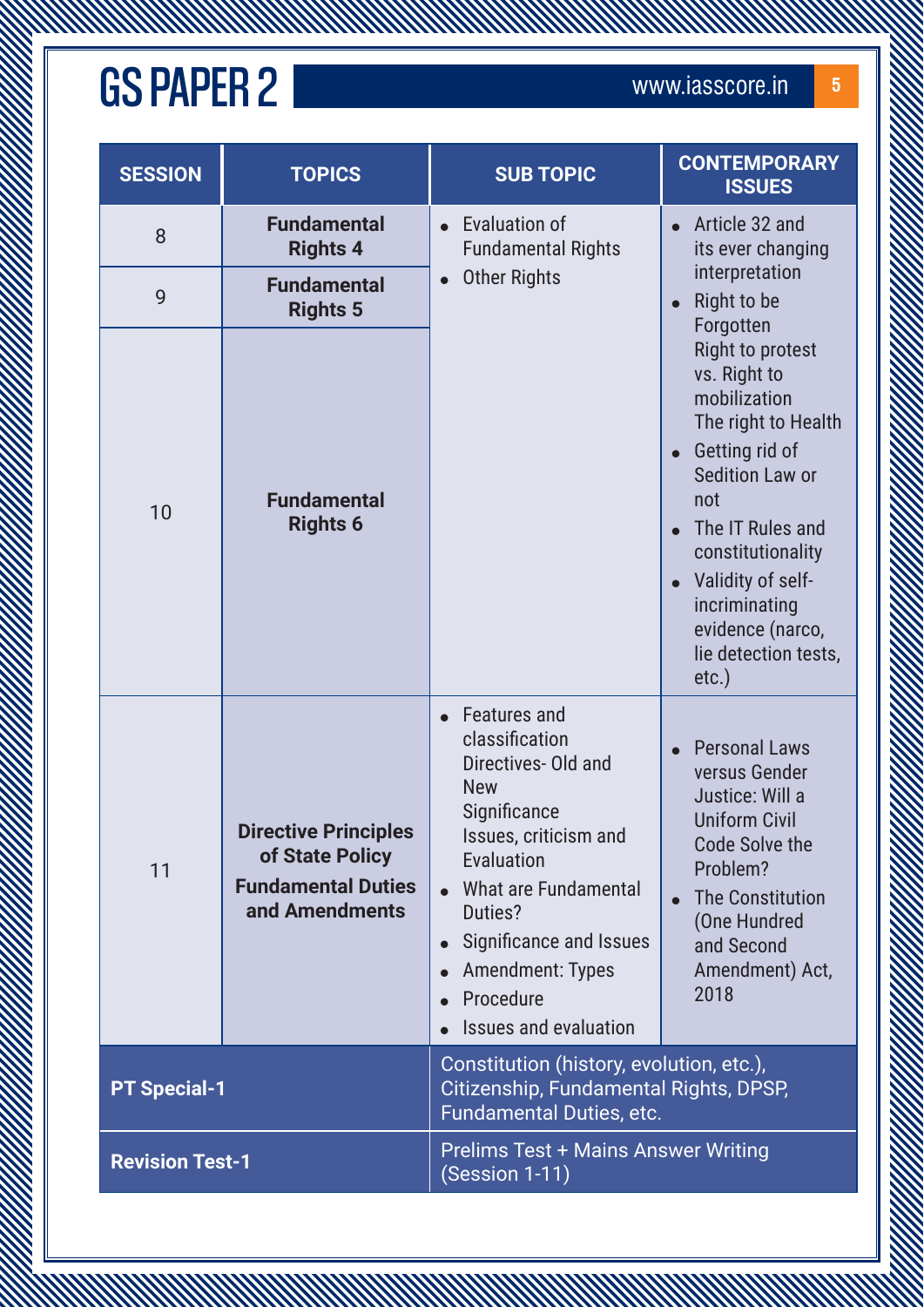# GS PAPER 2

| SESSION | TOPICS | SUB TOPIC | CONTEMPORARY ISSUES |
|---|---|---|---|
| 8 | **Fundamental Rights 4** | • Evaluation of Fundamental Rights<br>• Other Rights | • Article 32 and its ever changing interpretation<br>• Right to be Forgotten<br>Right to protest vs. Right to mobilization<br>The right to Health<br>• Getting rid of Sedition Law or not<br>• The IT Rules and constitutionality<br>• Validity of self-incriminating evidence (narco, lie detection tests, etc.) |
| 9 | **Fundamental Rights 5** | | |
| 10 | **Fundamental Rights 6** | | |
| 11 | **Directive Principles of State Policy**<br>**Fundamental Duties and Amendments** | • Features and classification<br>Directives- Old and New<br>Significance<br>Issues, criticism and Evaluation<br>• What are Fundamental Duties?<br>• Significance and Issues<br>• Amendment: Types<br>• Procedure<br>• Issues and evaluation | • Personal Laws versus Gender Justice: Will a Uniform Civil Code Solve the Problem?<br>• The Constitution (One Hundred and Second Amendment) Act, 2018 |
| **PT Special-1** | | Constitution (history, evolution, etc.), Citizenship, Fundamental Rights, DPSP, Fundamental Duties, etc. | |
| **Revision Test-1** | | Prelims Test + Mains Answer Writing (Session 1-11) | |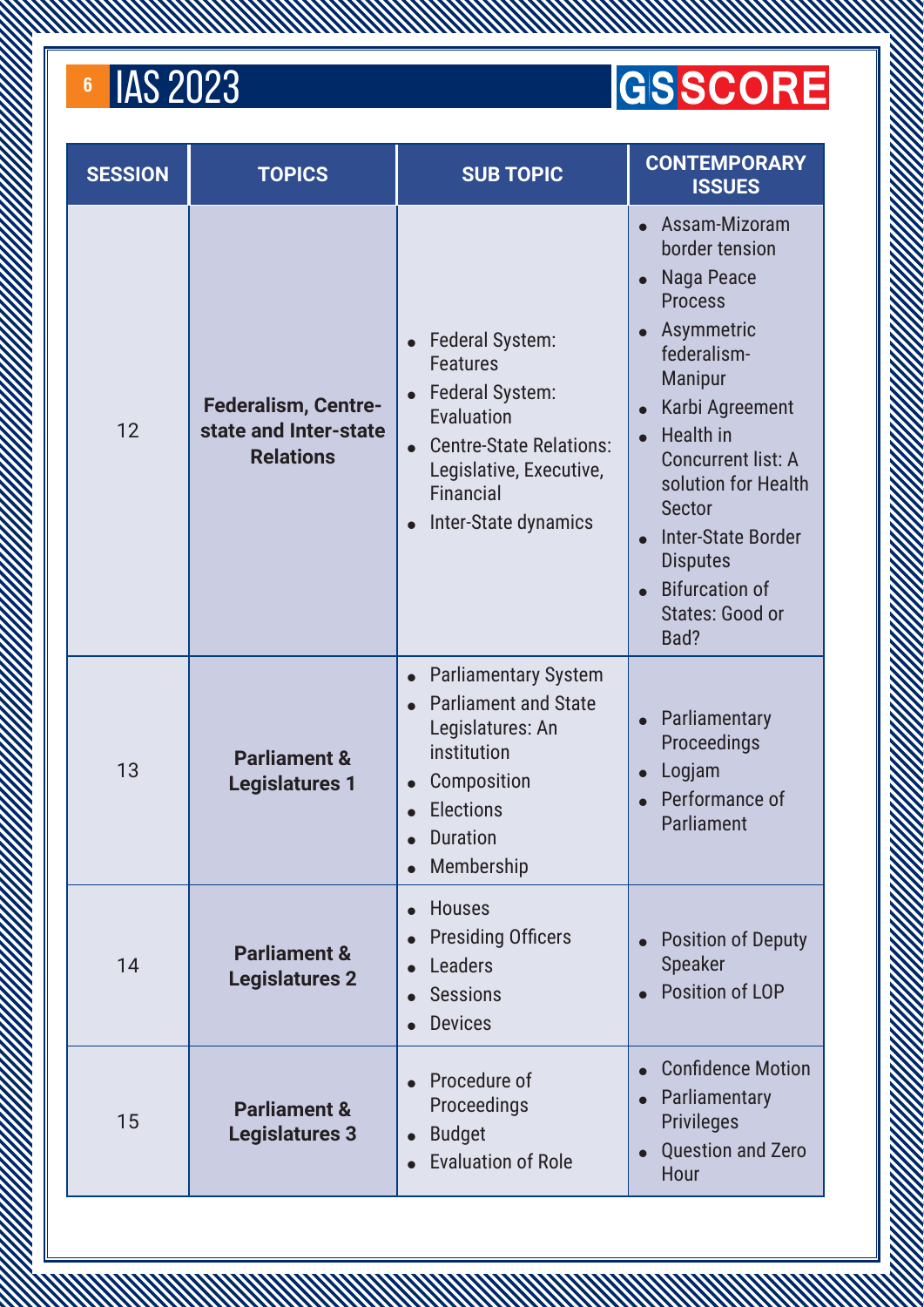| SESSION | TOPICS | SUB TOPIC | CONTEMPORARY ISSUES |
|---|---|---|---|
| 12 | **Federalism, Centre-state and Inter-state Relations** | • Federal System: Features<br>• Federal System: Evaluation<br>• Centre-State Relations: Legislative, Executive, Financial<br>• Inter-State dynamics | • Assam-Mizoram border tension<br>• Naga Peace Process<br>• Asymmetric federalism-Manipur<br>• Karbi Agreement<br>• Health in Concurrent list: A solution for Health Sector<br>• Inter-State Border Disputes<br>• Bifurcation of States: Good or Bad? |
| 13 | **Parliament & Legislatures 1** | • Parliamentary System<br>• Parliament and State Legislatures: An institution<br>• Composition<br>• Elections<br>• Duration<br>• Membership | • Parliamentary Proceedings<br>• Logjam<br>• Performance of Parliament |
| 14 | **Parliament & Legislatures 2** | • Houses<br>• Presiding Officers<br>• Leaders<br>• Sessions<br>• Devices | • Position of Deputy Speaker<br>• Position of LOP |
| 15 | **Parliament & Legislatures 3** | • Procedure of Proceedings<br>• Budget<br>• Evaluation of Role | • Confidence Motion<br>• Parliamentary Privileges<br>• Question and Zero Hour |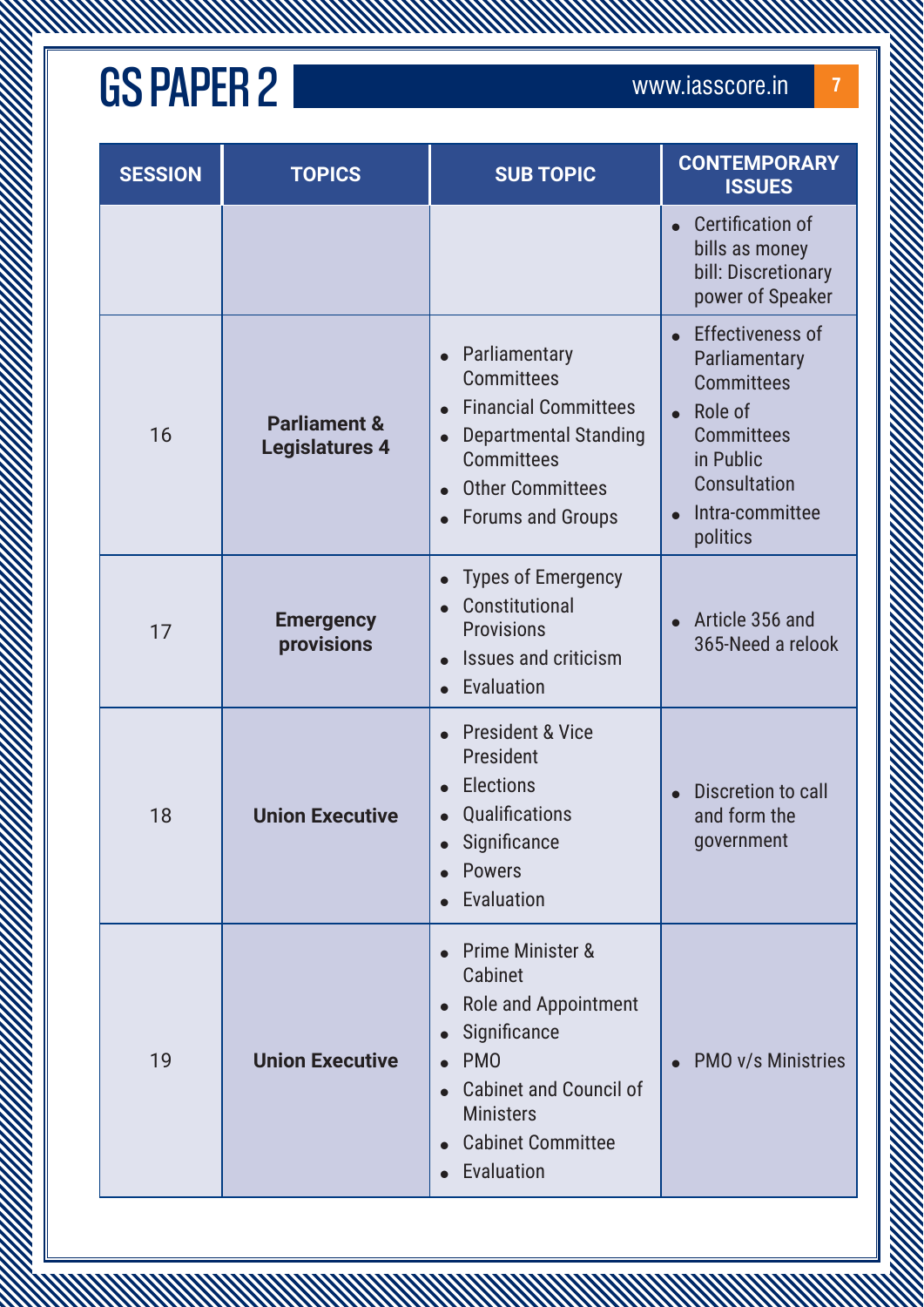# GS PAPER 2

| SESSION | TOPICS | SUB TOPIC | CONTEMPORARY ISSUES |
|---|---|---|---|
| | | | • Certification of bills as money bill: Discretionary power of Speaker |
| 16 | **Parliament & Legislatures 4** | • Parliamentary Committees<br>• Financial Committees<br>• Departmental Standing Committees<br>• Other Committees<br>• Forums and Groups | • Effectiveness of Parliamentary Committees<br>• Role of Committees in Public Consultation<br>• Intra-committee politics |
| 17 | **Emergency provisions** | • Types of Emergency<br>• Constitutional Provisions<br>• Issues and criticism<br>• Evaluation | • Article 356 and 365-Need a relook |
| 18 | **Union Executive** | • President & Vice President<br>• Elections<br>• Qualifications<br>• Significance<br>• Powers<br>• Evaluation | • Discretion to call and form the government |
| 19 | **Union Executive** | • Prime Minister & Cabinet<br>• Role and Appointment<br>• Significance<br>• PMO<br>• Cabinet and Council of Ministers<br>• Cabinet Committee<br>• Evaluation | • PMO v/s Ministries |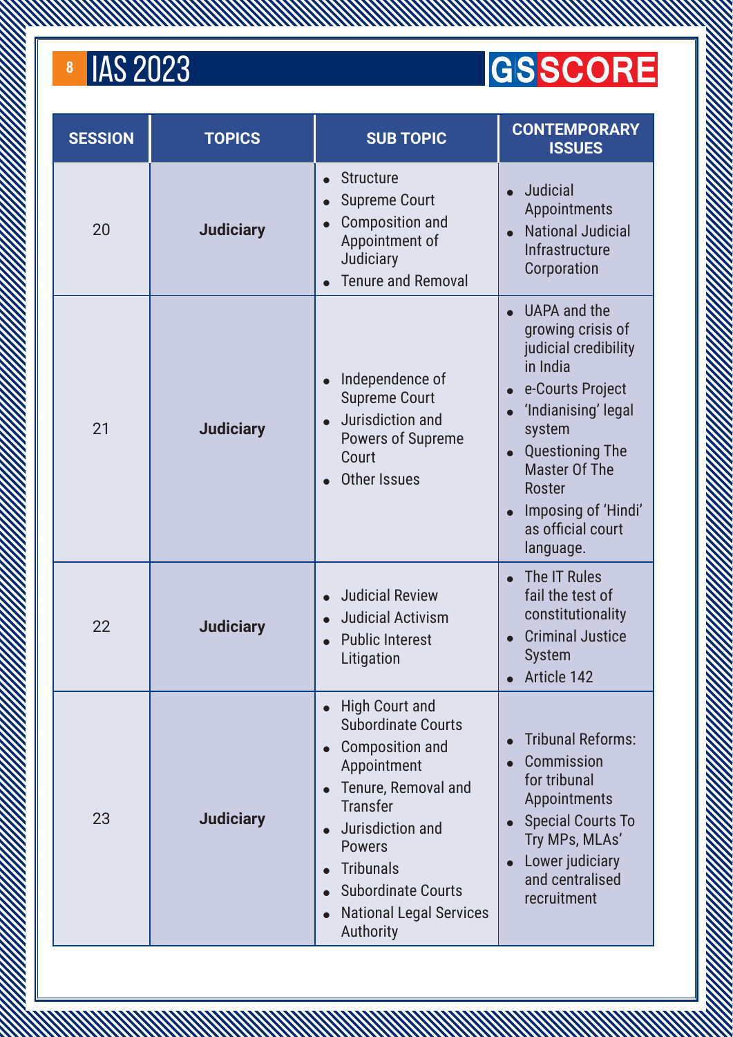| SESSION | TOPICS | SUB TOPIC | CONTEMPORARY ISSUES |
|---|---|---|---|
| 20 | **Judiciary** | • Structure<br>• Supreme Court<br>• Composition and Appointment of Judiciary<br>• Tenure and Removal | • Judicial Appointments<br>• National Judicial Infrastructure Corporation |
| 21 | **Judiciary** | • Independence of Supreme Court<br>• Jurisdiction and Powers of Supreme Court<br>• Other Issues | • UAPA and the growing crisis of judicial credibility in India<br>• e-Courts Project<br>• 'Indianising' legal system<br>• Questioning The Master Of The Roster<br>• Imposing of 'Hindi' as official court language. |
| 22 | **Judiciary** | • Judicial Review<br>• Judicial Activism<br>• Public Interest Litigation | • The IT Rules fail the test of constitutionality<br>• Criminal Justice System<br>• Article 142 |
| 23 | **Judiciary** | • High Court and Subordinate Courts<br>• Composition and Appointment<br>• Tenure, Removal and Transfer<br>• Jurisdiction and Powers<br>• Tribunals<br>• Subordinate Courts<br>• National Legal Services Authority | • Tribunal Reforms:<br>• Commission for tribunal Appointments<br>• Special Courts To Try MPs, MLAs'<br>• Lower judiciary and centralised recruitment |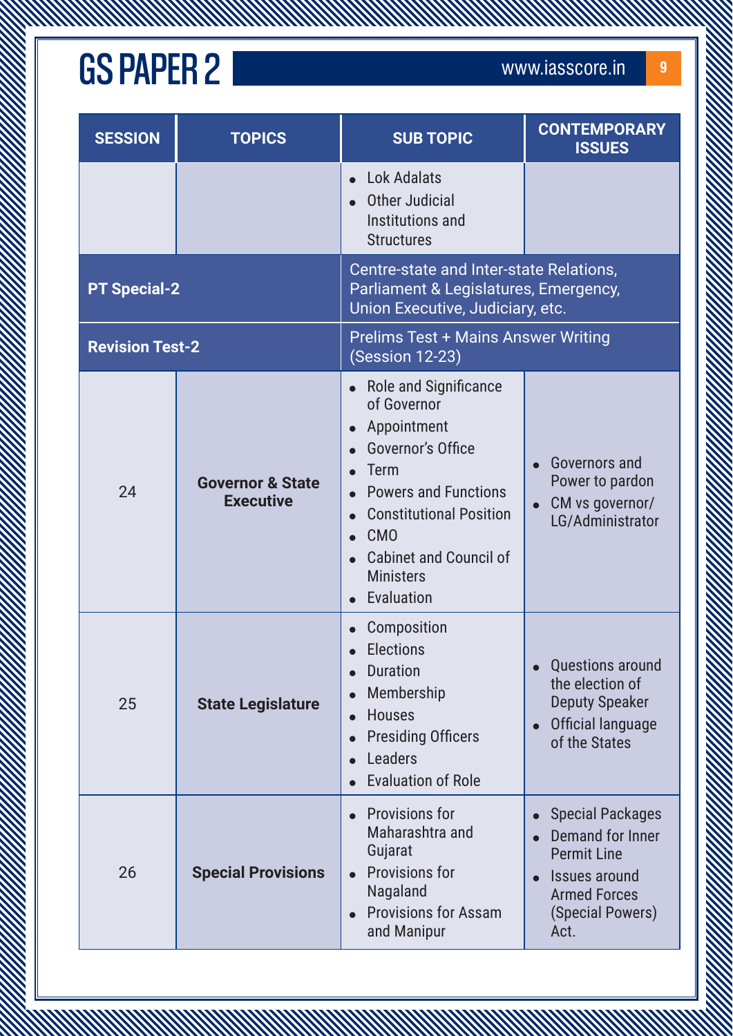# GS PAPER 2

| SESSION | TOPICS | SUB TOPIC | CONTEMPORARY ISSUES |
|---|---|---|---|
| | | • Lok Adalats<br>• Other Judicial Institutions and Structures | |
| **PT Special-2** | | Centre-state and Inter-state Relations, Parliament & Legislatures, Emergency, Union Executive, Judiciary, etc. | |
| **Revision Test-2** | | Prelims Test + Mains Answer Writing (Session 12-23) | |
| 24 | **Governor & State Executive** | • Role and Significance of Governor<br>• Appointment<br>• Governor's Office<br>• Term<br>• Powers and Functions<br>• Constitutional Position<br>• CMO<br>• Cabinet and Council of Ministers<br>• Evaluation | • Governors and Power to pardon<br>• CM vs governor/ LG/Administrator |
| 25 | **State Legislature** | • Composition<br>• Elections<br>• Duration<br>• Membership<br>• Houses<br>• Presiding Officers<br>• Leaders<br>• Evaluation of Role | • Questions around the election of Deputy Speaker<br>• Official language of the States |
| 26 | **Special Provisions** | • Provisions for Maharashtra and Gujarat<br>• Provisions for Nagaland<br>• Provisions for Assam and Manipur | • Special Packages<br>• Demand for Inner Permit Line<br>• Issues around Armed Forces (Special Powers) Act. |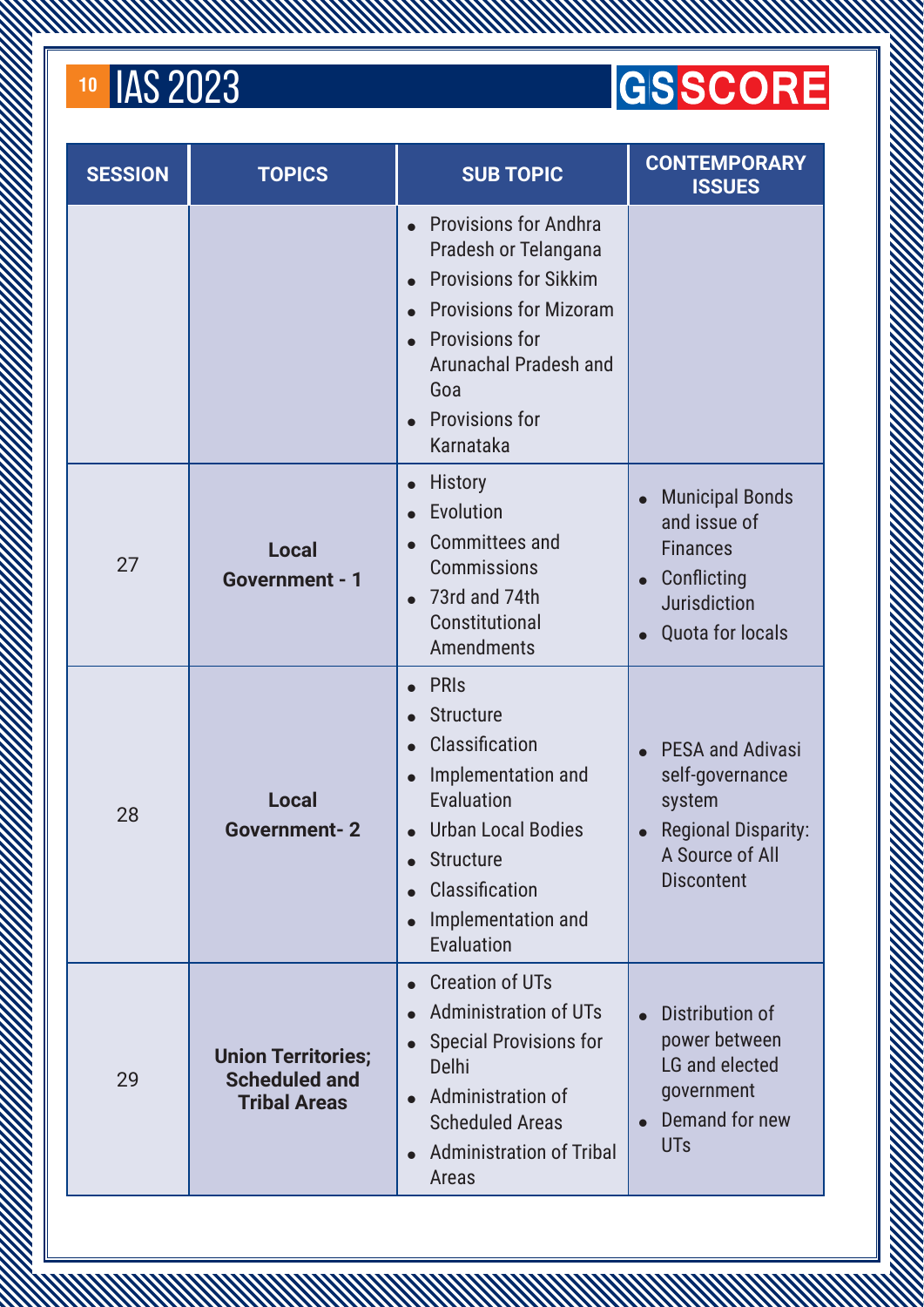| SESSION | TOPICS | SUB TOPIC | CONTEMPORARY ISSUES |
|---|---|---|---|
| | | • Provisions for Andhra Pradesh or Telangana<br>• Provisions for Sikkim<br>• Provisions for Mizoram<br>• Provisions for Arunachal Pradesh and Goa<br>• Provisions for Karnataka | |
| 27 | **Local Government - 1** | • History<br>• Evolution<br>• Committees and Commissions<br>• 73rd and 74th Constitutional Amendments | • Municipal Bonds and issue of Finances<br>• Conflicting Jurisdiction<br>• Quota for locals |
| 28 | **Local Government- 2** | • PRIs<br>• Structure<br>• Classification<br>• Implementation and Evaluation<br>• Urban Local Bodies<br>• Structure<br>• Classification<br>• Implementation and Evaluation | • PESA and Adivasi self-governance system<br>• Regional Disparity: A Source of All Discontent |
| 29 | **Union Territories; Scheduled and Tribal Areas** | • Creation of UTs<br>• Administration of UTs<br>• Special Provisions for Delhi<br>• Administration of Scheduled Areas<br>• Administration of Tribal Areas | • Distribution of power between LG and elected government<br>• Demand for new UTs |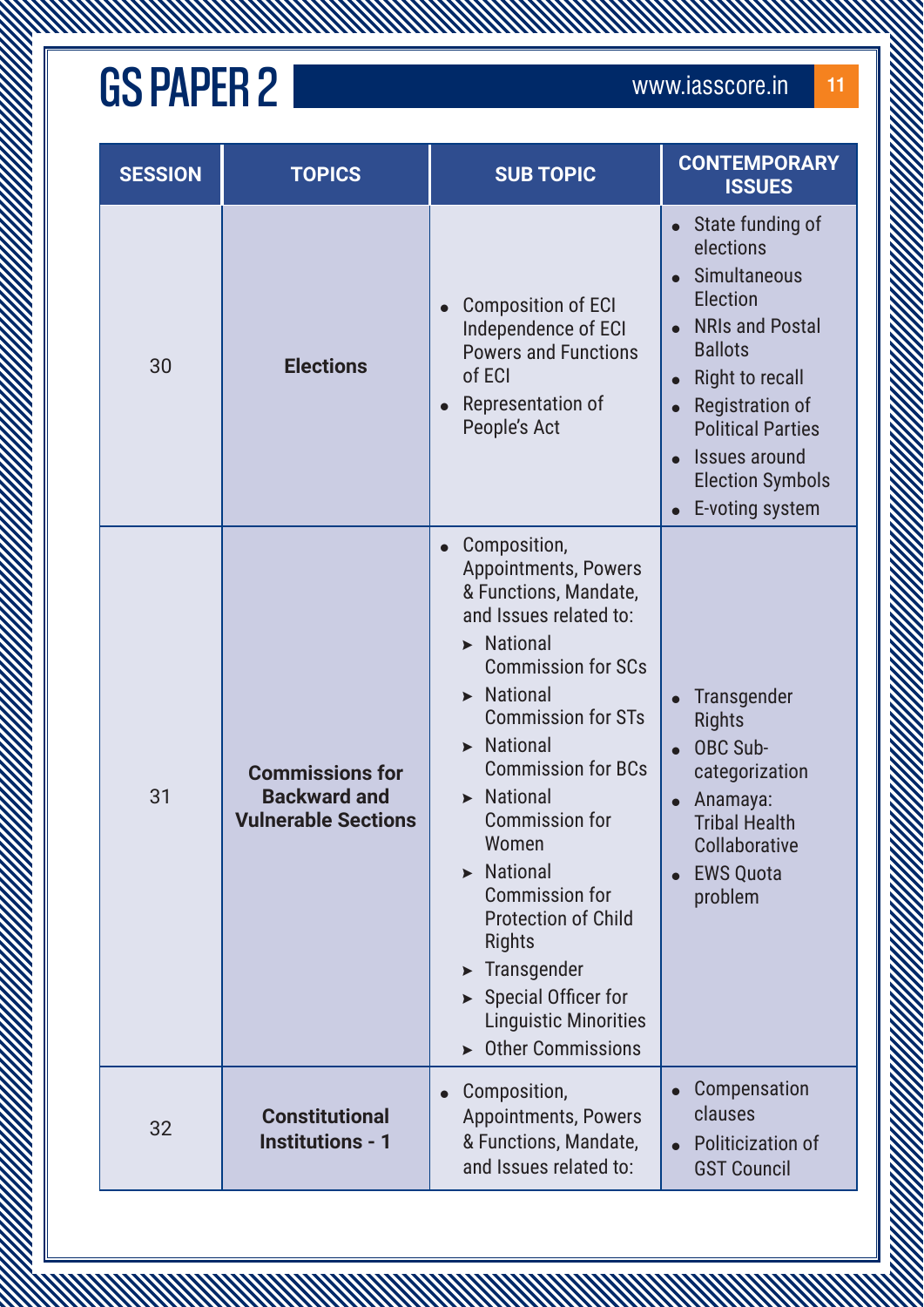# GS PAPER 2

| SESSION | TOPICS | SUB TOPIC | CONTEMPORARY ISSUES |
|---|---|---|---|
| 30 | **Elections** | • Composition of ECI Independence of ECI Powers and Functions of ECI<br>• Representation of People's Act | • State funding of elections<br>• Simultaneous Election<br>• NRIs and Postal Ballots<br>• Right to recall<br>• Registration of Political Parties<br>• Issues around Election Symbols<br>• E-voting system |
| 31 | **Commissions for Backward and Vulnerable Sections** | • Composition, Appointments, Powers & Functions, Mandate, and Issues related to:<br>➤ National Commission for SCs<br>➤ National Commission for STs<br>➤ National Commission for BCs<br>➤ National Commission for Women<br>➤ National Commission for Protection of Child Rights<br>➤ Transgender<br>➤ Special Officer for Linguistic Minorities<br>➤ Other Commissions | • Transgender Rights<br>• OBC Sub-categorization<br>• Anamaya: Tribal Health Collaborative<br>• EWS Quota problem |
| 32 | **Constitutional Institutions - 1** | • Composition, Appointments, Powers & Functions, Mandate, and Issues related to: | • Compensation clauses<br>• Politicization of GST Council |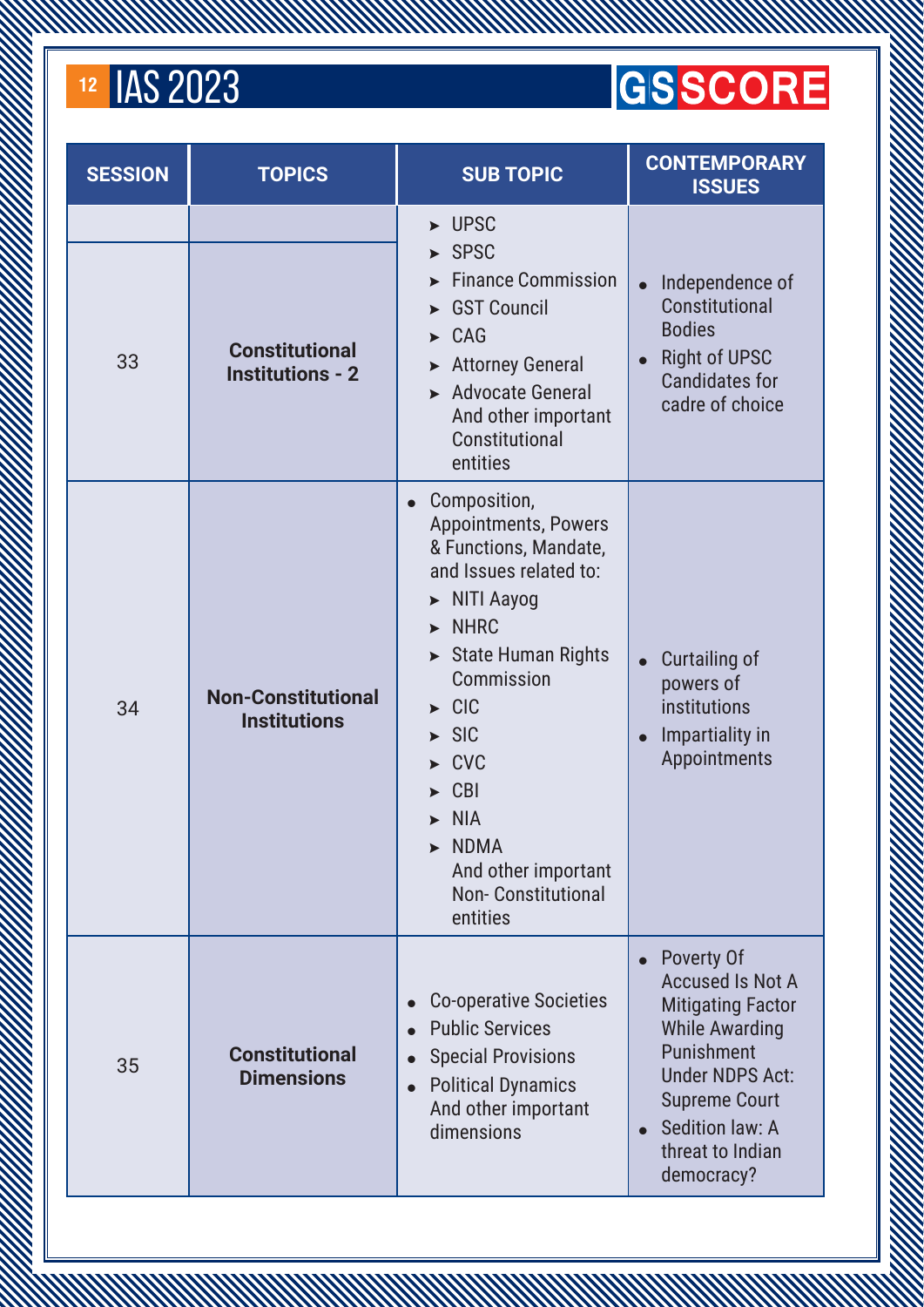| SESSION | TOPICS | SUB TOPIC | CONTEMPORARY ISSUES |
|---|---|---|---|
| 33 | **Constitutional Institutions - 2** | ➤ UPSC<br>➤ SPSC<br>➤ Finance Commission<br>➤ GST Council<br>➤ CAG<br>➤ Attorney General<br>➤ Advocate General<br>And other important Constitutional entities | • Independence of Constitutional Bodies<br>• Right of UPSC Candidates for cadre of choice |
| 34 | **Non-Constitutional Institutions** | • Composition, Appointments, Powers & Functions, Mandate, and Issues related to:<br>➤ NITI Aayog<br>➤ NHRC<br>➤ State Human Rights Commission<br>➤ CIC<br>➤ SIC<br>➤ CVC<br>➤ CBI<br>➤ NIA<br>➤ NDMA<br>And other important Non- Constitutional entities | • Curtailing of powers of institutions<br>• Impartiality in Appointments |
| 35 | **Constitutional Dimensions** | • Co-operative Societies<br>• Public Services<br>• Special Provisions<br>• Political Dynamics<br>And other important dimensions | • Poverty Of Accused Is Not A Mitigating Factor While Awarding Punishment Under NDPS Act: Supreme Court<br>• Sedition law: A threat to Indian democracy? |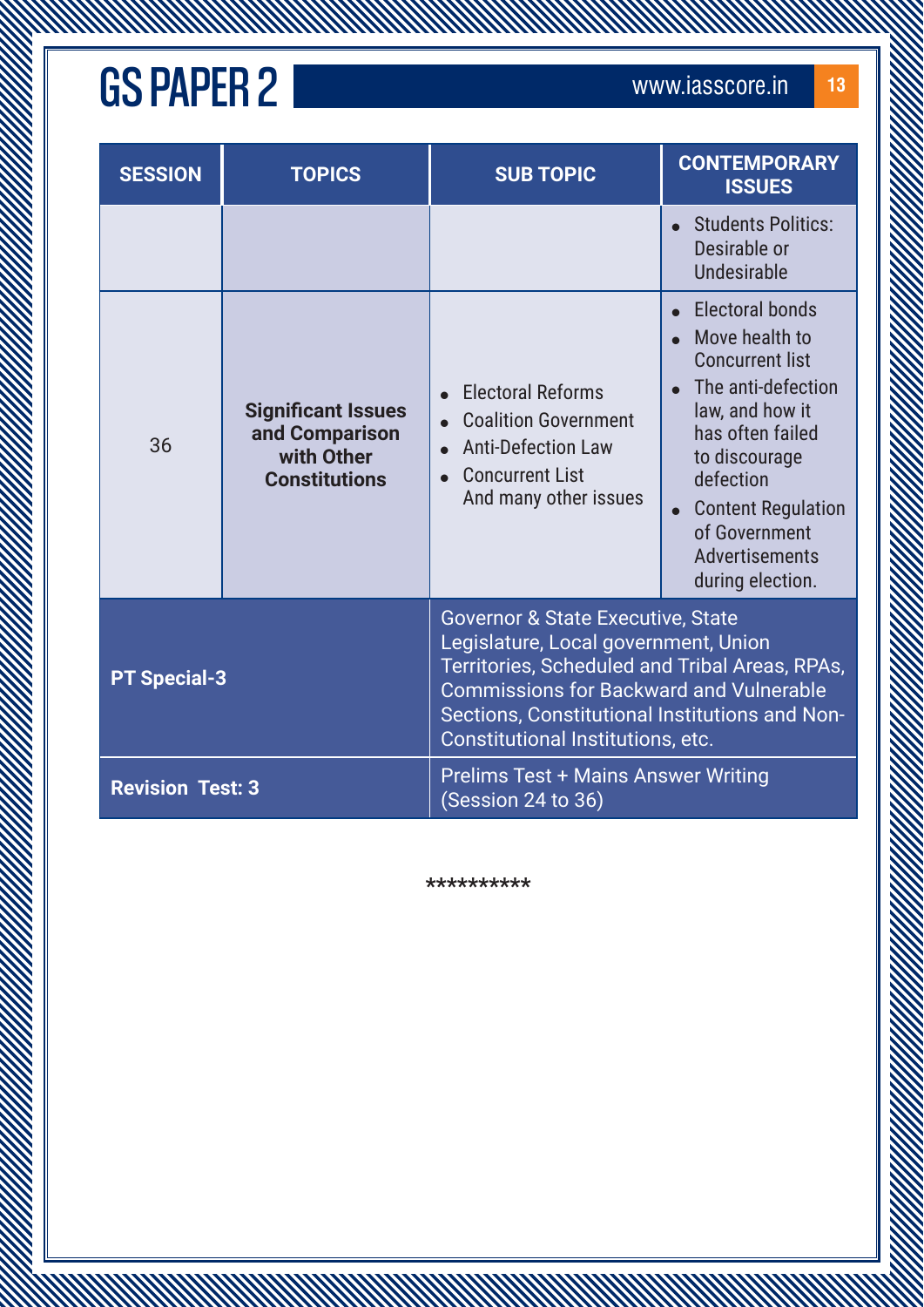| SESSION | TOPICS | SUB TOPIC | CONTEMPORARY ISSUES |
|---|---|---|---|
| | | | • Students Politics: Desirable or Undesirable |
| 36 | **Significant Issues and Comparison with Other Constitutions** | • Electoral Reforms<br>• Coalition Government<br>• Anti-Defection Law<br>• Concurrent List<br>And many other issues | • Electoral bonds<br>• Move health to Concurrent list<br>• The anti-defection law, and how it has often failed to discourage defection<br>• Content Regulation of Government Advertisements during election. |
| **PT Special-3** | | Governor & State Executive, State Legislature, Local government, Union Territories, Scheduled and Tribal Areas, RPAs, Commissions for Backward and Vulnerable Sections, Constitutional Institutions and Non-Constitutional Institutions, etc. | |
| **Revision Test: 3** | | Prelims Test + Mains Answer Writing (Session 24 to 36) | |

**********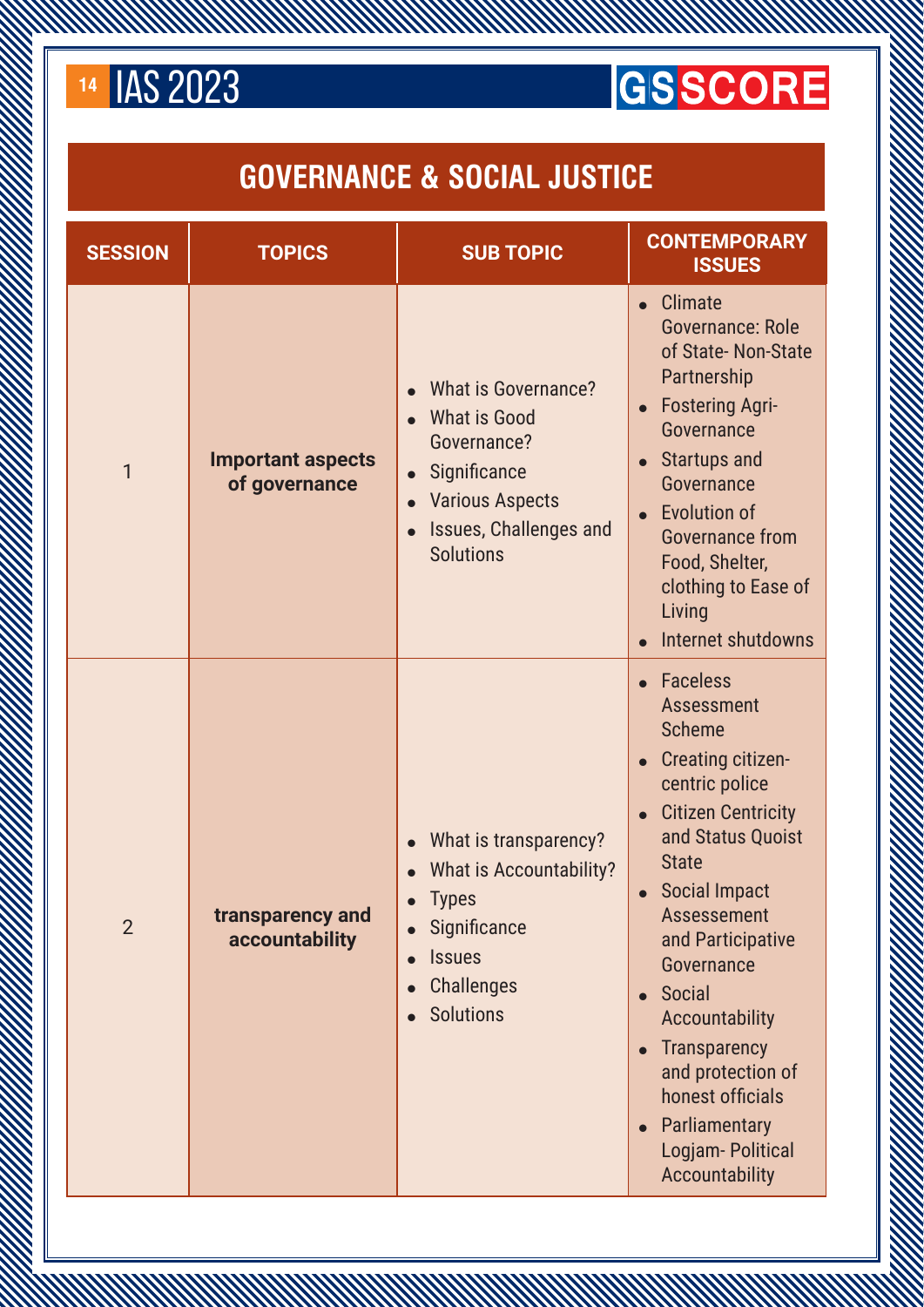## GOVERNANCE & SOCIAL JUSTICE

| SESSION | TOPICS | SUB TOPIC | CONTEMPORARY ISSUES |
|---|---|---|---|
| 1 | **Important aspects of governance** | • What is Governance?<br>• What is Good Governance?<br>• Significance<br>• Various Aspects<br>• Issues, Challenges and Solutions | • Climate Governance: Role of State- Non-State Partnership<br>• Fostering Agri-Governance<br>• Startups and Governance<br>• Evolution of Governance from Food, Shelter, clothing to Ease of Living<br>• Internet shutdowns |
| 2 | **transparency and accountability** | • What is transparency?<br>• What is Accountability?<br>• Types<br>• Significance<br>• Issues<br>• Challenges<br>• Solutions | • Faceless Assessment Scheme<br>• Creating citizen-centric police<br>• Citizen Centricity and Status Quoist State<br>• Social Impact Assessement and Participative Governance<br>• Social Accountability<br>• Transparency and protection of honest officials<br>• Parliamentary Logjam- Political Accountability |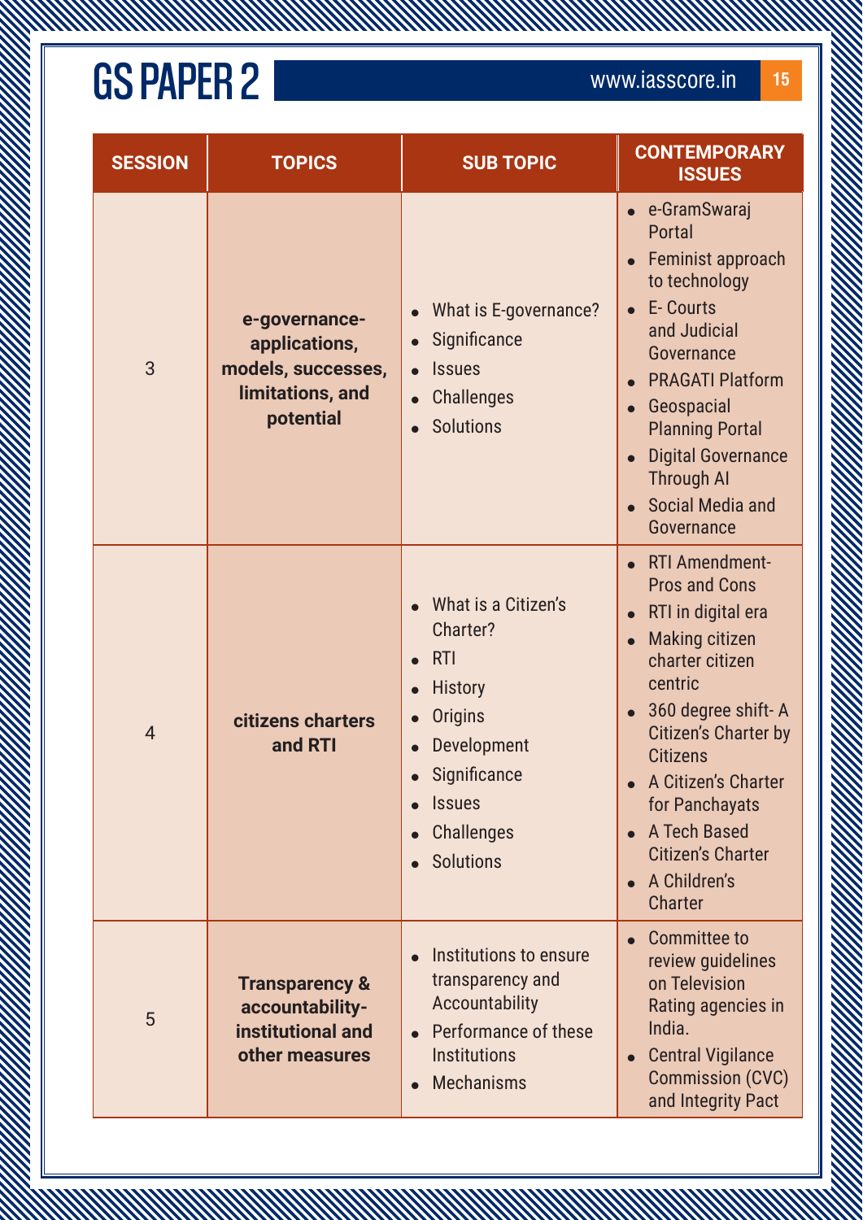| SESSION | TOPICS | SUB TOPIC | CONTEMPORARY ISSUES |
|---|---|---|---|
| 3 | **e-governance-applications, models, successes, limitations, and potential** | • What is E-governance?<br>• Significance<br>• Issues<br>• Challenges<br>• Solutions | • e-GramSwaraj Portal<br>• Feminist approach to technology<br>• E- Courts and Judicial Governance<br>• PRAGATI Platform<br>• Geospacial Planning Portal<br>• Digital Governance Through AI<br>• Social Media and Governance |
| 4 | **citizens charters and RTI** | • What is a Citizen's Charter?<br>• RTI<br>• History<br>• Origins<br>• Development<br>• Significance<br>• Issues<br>• Challenges<br>• Solutions | • RTI Amendment- Pros and Cons<br>• RTI in digital era<br>• Making citizen charter citizen centric<br>• 360 degree shift- A Citizen's Charter by Citizens<br>• A Citizen's Charter for Panchayats<br>• A Tech Based Citizen's Charter<br>• A Children's Charter |
| 5 | **Transparency & accountability- institutional and other measures** | • Institutions to ensure transparency and Accountability<br>• Performance of these Institutions<br>• Mechanisms | • Committee to review guidelines on Television Rating agencies in India.<br>• Central Vigilance Commission (CVC) and Integrity Pact |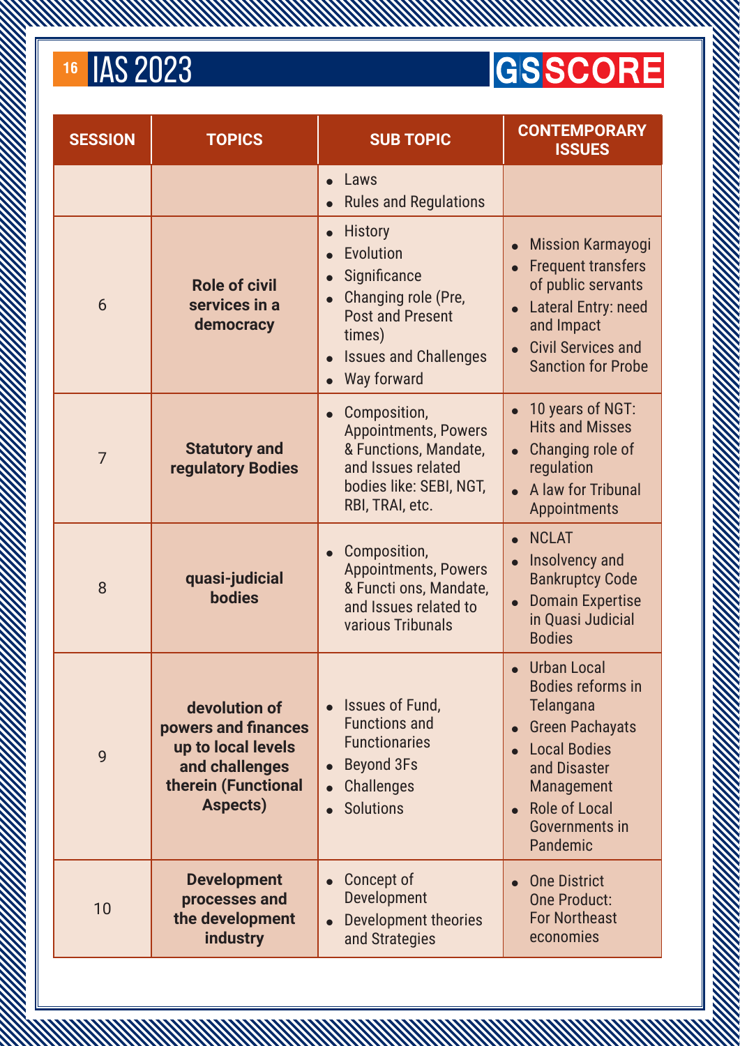| SESSION | TOPICS | SUB TOPIC | CONTEMPORARY ISSUES |
|---|---|---|---|
| | | • Laws<br>• Rules and Regulations | |
| 6 | **Role of civil services in a democracy** | • History<br>• Evolution<br>• Significance<br>• Changing role (Pre, Post and Present times)<br>• Issues and Challenges<br>• Way forward | • Mission Karmayogi<br>• Frequent transfers of public servants<br>• Lateral Entry: need and Impact<br>• Civil Services and Sanction for Probe |
| 7 | **Statutory and regulatory Bodies** | • Composition, Appointments, Powers & Functions, Mandate, and Issues related bodies like: SEBI, NGT, RBI, TRAI, etc. | • 10 years of NGT: Hits and Misses<br>• Changing role of regulation<br>• A law for Tribunal Appointments |
| 8 | **quasi-judicial bodies** | • Composition, Appointments, Powers & Functi ons, Mandate, and Issues related to various Tribunals | • NCLAT<br>• Insolvency and Bankruptcy Code<br>• Domain Expertise in Quasi Judicial Bodies |
| 9 | **devolution of powers and finances up to local levels and challenges therein (Functional Aspects)** | • Issues of Fund, Functions and Functionaries<br>• Beyond 3Fs<br>• Challenges<br>• Solutions | • Urban Local Bodies reforms in Telangana<br>• Green Pachayats<br>• Local Bodies and Disaster Management<br>• Role of Local Governments in Pandemic |
| 10 | **Development processes and the development industry** | • Concept of Development<br>• Development theories and Strategies | • One District One Product: For Northeast economies |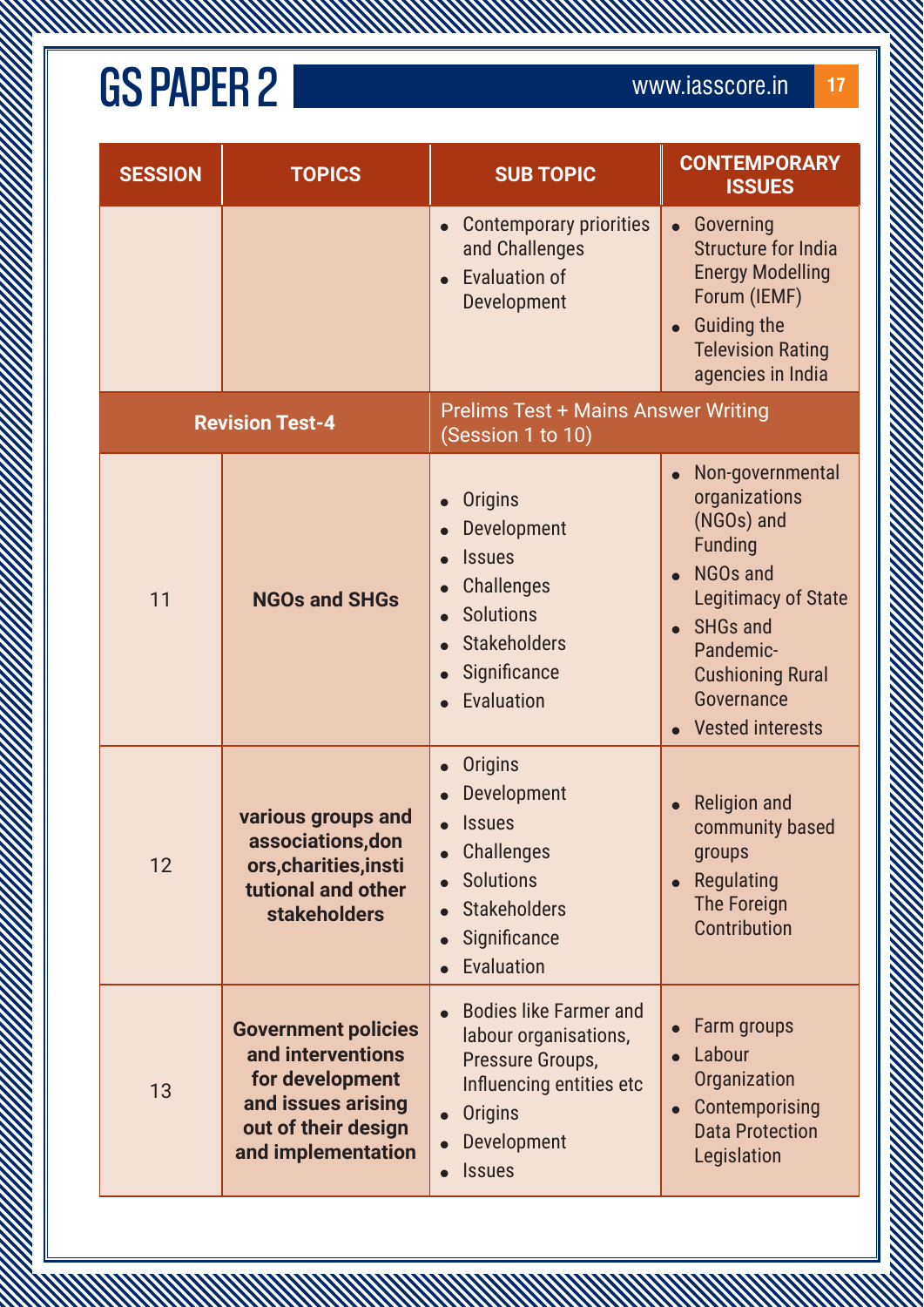# GS PAPER 2

| SESSION | TOPICS | SUB TOPIC | CONTEMPORARY ISSUES |
|---|---|---|---|
| | | • Contemporary priorities and Challenges<br>• Evaluation of Development | • Governing Structure for India Energy Modelling Forum (IEMF)<br>• Guiding the Television Rating agencies in India |
| **Revision Test-4** | | Prelims Test + Mains Answer Writing (Session 1 to 10) | |
| 11 | **NGOs and SHGs** | • Origins<br>• Development<br>• Issues<br>• Challenges<br>• Solutions<br>• Stakeholders<br>• Significance<br>• Evaluation | • Non-governmental organizations (NGOs) and Funding<br>• NGOs and Legitimacy of State<br>• SHGs and Pandemic-Cushioning Rural Governance<br>• Vested interests |
| 12 | **various groups and associations,donors,charities,institutional and other stakeholders** | • Origins<br>• Development<br>• Issues<br>• Challenges<br>• Solutions<br>• Stakeholders<br>• Significance<br>• Evaluation | • Religion and community based groups<br>• Regulating The Foreign Contribution |
| 13 | **Government policies and interventions for development and issues arising out of their design and implementation** | • Bodies like Farmer and labour organisations, Pressure Groups, Influencing entities etc<br>• Origins<br>• Development<br>• Issues | • Farm groups<br>• Labour Organization<br>• Contemporising Data Protection Legislation |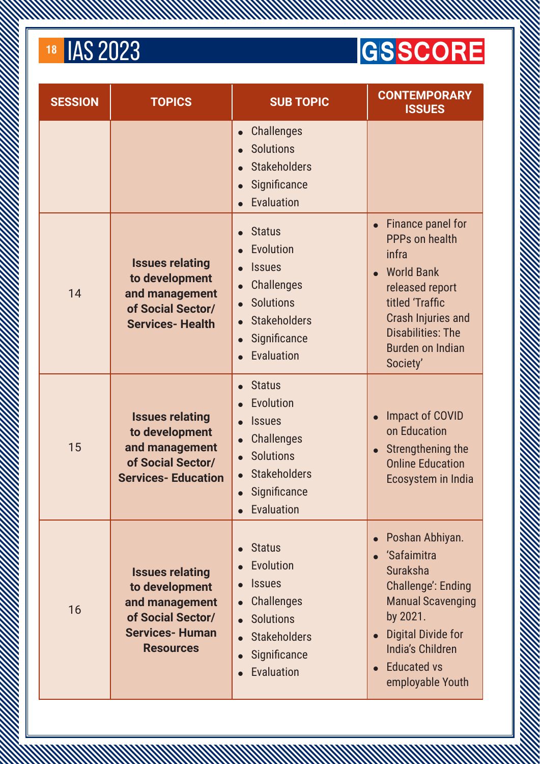| SESSION | TOPICS | SUB TOPIC | CONTEMPORARY ISSUES |
|---|---|---|---|
| | | • Challenges<br>• Solutions<br>• Stakeholders<br>• Significance<br>• Evaluation | |
| 14 | **Issues relating to development and management of Social Sector/ Services- Health** | • Status<br>• Evolution<br>• Issues<br>• Challenges<br>• Solutions<br>• Stakeholders<br>• Significance<br>• Evaluation | • Finance panel for PPPs on health infra<br>• World Bank released report titled 'Traffic Crash Injuries and Disabilities: The Burden on Indian Society' |
| 15 | **Issues relating to development and management of Social Sector/ Services- Education** | • Status<br>• Evolution<br>• Issues<br>• Challenges<br>• Solutions<br>• Stakeholders<br>• Significance<br>• Evaluation | • Impact of COVID on Education<br>• Strengthening the Online Education Ecosystem in India |
| 16 | **Issues relating to development and management of Social Sector/ Services- Human Resources** | • Status<br>• Evolution<br>• Issues<br>• Challenges<br>• Solutions<br>• Stakeholders<br>• Significance<br>• Evaluation | • Poshan Abhiyan.<br>• 'Safaimitra Suraksha Challenge': Ending Manual Scavenging by 2021.<br>• Digital Divide for India's Children<br>• Educated vs employable Youth |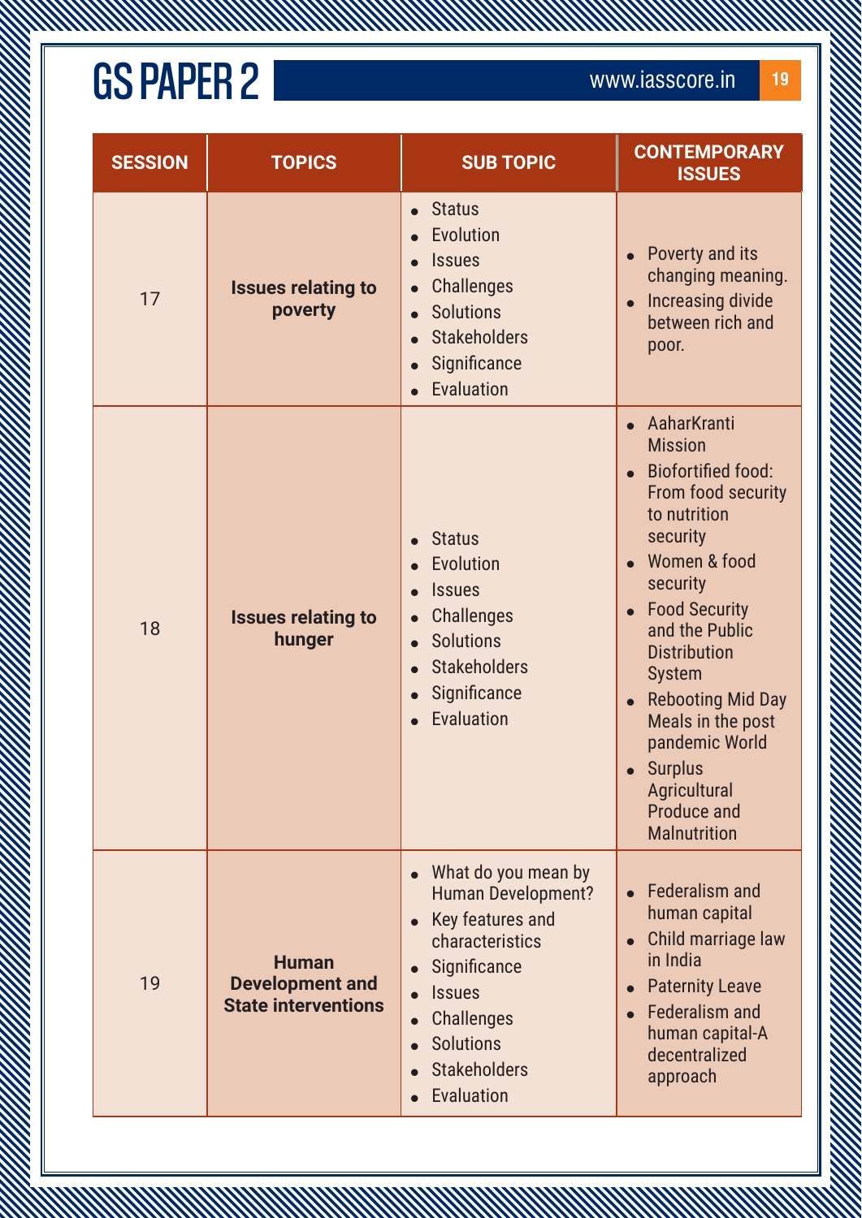# GS PAPER 2

| SESSION | TOPICS | SUB TOPIC | CONTEMPORARY ISSUES |
|---|---|---|---|
| 17 | **Issues relating to poverty** | • Status<br>• Evolution<br>• Issues<br>• Challenges<br>• Solutions<br>• Stakeholders<br>• Significance<br>• Evaluation | • Poverty and its changing meaning.<br>• Increasing divide between rich and poor. |
| 18 | **Issues relating to hunger** | • Status<br>• Evolution<br>• Issues<br>• Challenges<br>• Solutions<br>• Stakeholders<br>• Significance<br>• Evaluation | • AaharKranti Mission<br>• Biofortified food: From food security to nutrition security<br>• Women & food security<br>• Food Security and the Public Distribution System<br>• Rebooting Mid Day Meals in the post pandemic World<br>• Surplus Agricultural Produce and Malnutrition |
| 19 | **Human Development and State interventions** | • What do you mean by Human Development?<br>• Key features and characteristics<br>• Significance<br>• Issues<br>• Challenges<br>• Solutions<br>• Stakeholders<br>• Evaluation | • Federalism and human capital<br>• Child marriage law in India<br>• Paternity Leave<br>• Federalism and human capital-A decentralized approach |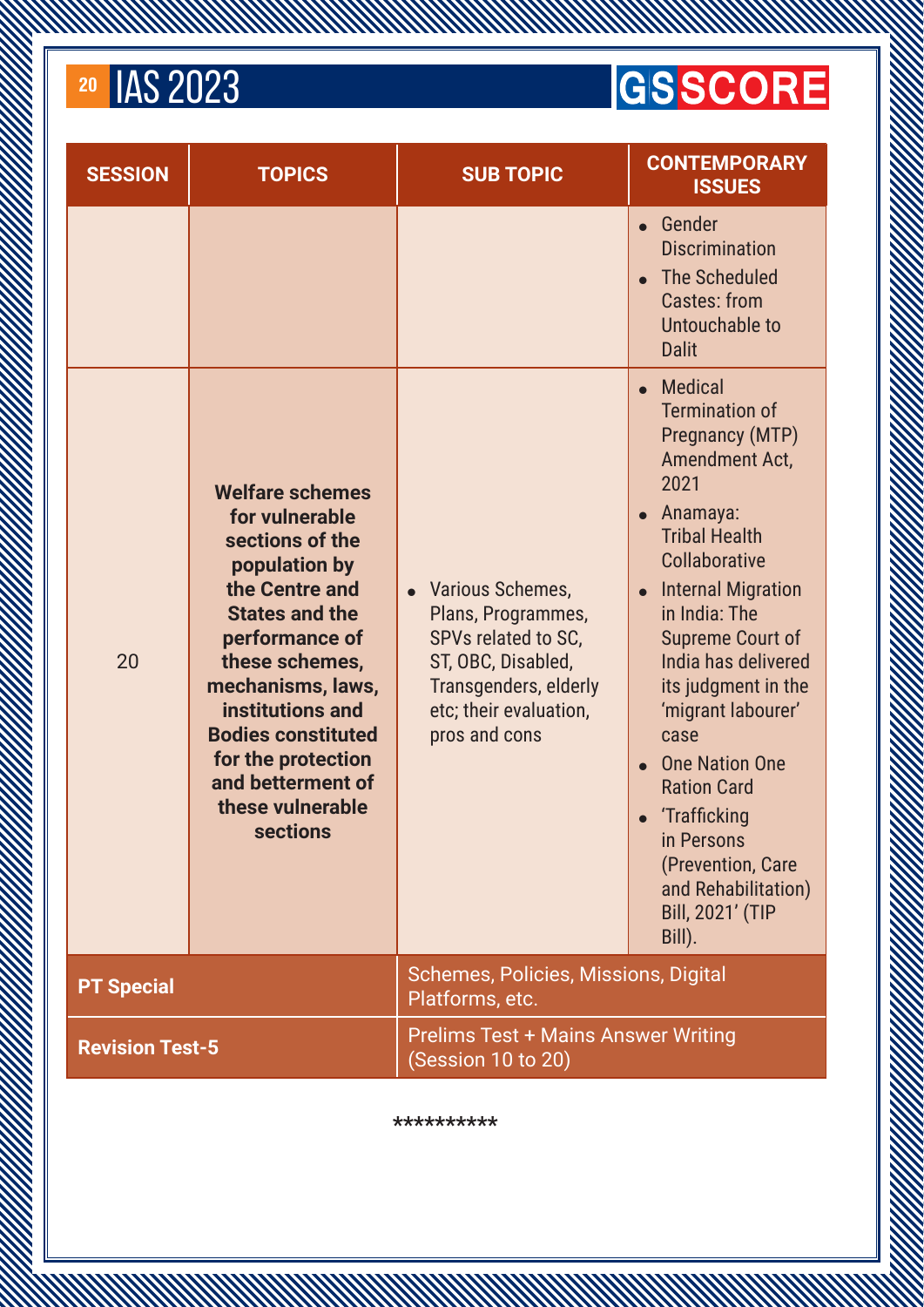| SESSION | TOPICS | SUB TOPIC | CONTEMPORARY ISSUES |
|---|---|---|---|
| | | | • Gender Discrimination<br>• The Scheduled Castes: from Untouchable to Dalit |
| 20 | **Welfare schemes for vulnerable sections of the population by the Centre and States and the performance of these schemes, mechanisms, laws, institutions and Bodies constituted for the protection and betterment of these vulnerable sections** | • Various Schemes, Plans, Programmes, SPVs related to SC, ST, OBC, Disabled, Transgenders, elderly etc; their evaluation, pros and cons | • Medical Termination of Pregnancy (MTP) Amendment Act, 2021<br>• Anamaya: Tribal Health Collaborative<br>• Internal Migration in India: The Supreme Court of India has delivered its judgment in the 'migrant labourer' case<br>• One Nation One Ration Card<br>• 'Trafficking in Persons (Prevention, Care and Rehabilitation) Bill, 2021' (TIP Bill). |
| **PT Special** | | Schemes, Policies, Missions, Digital Platforms, etc. | |
| **Revision Test-5** | | Prelims Test + Mains Answer Writing (Session 10 to 20) | |

**********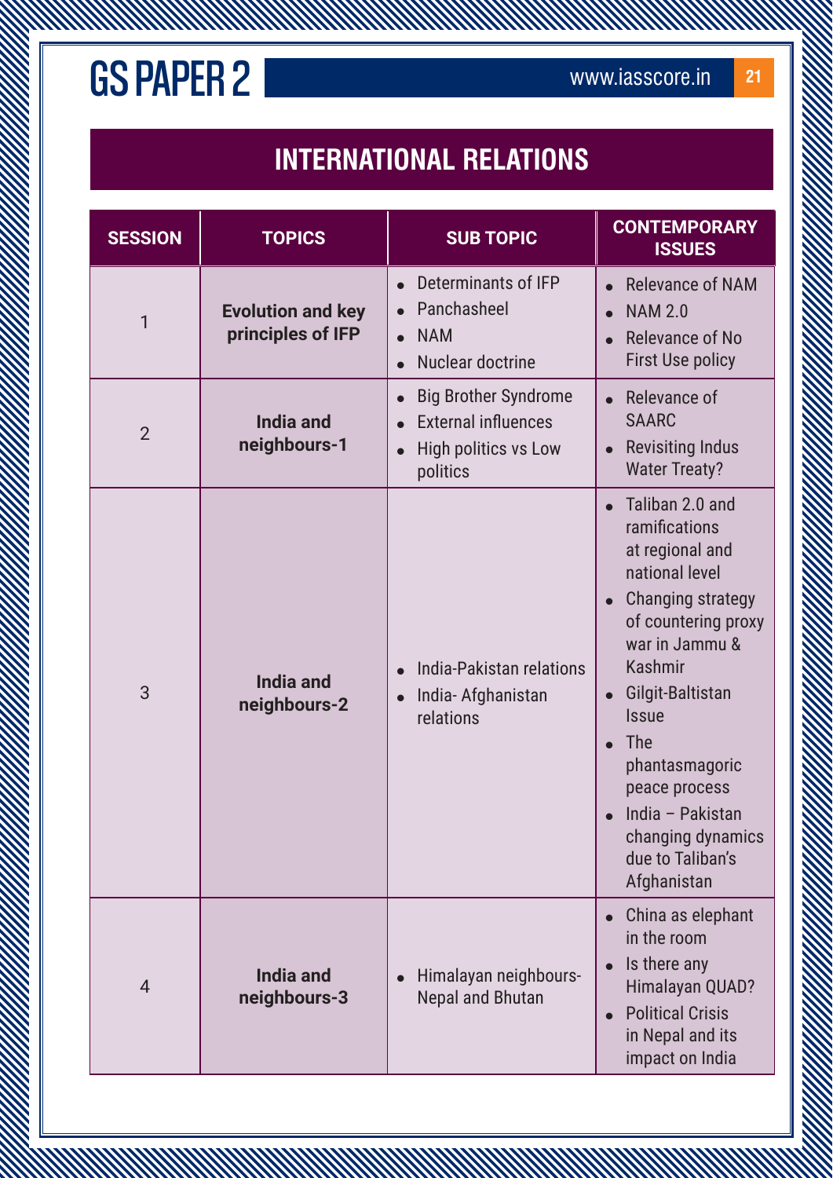## INTERNATIONAL RELATIONS

| SESSION | TOPICS | SUB TOPIC | CONTEMPORARY ISSUES |
|---|---|---|---|
| 1 | **Evolution and key principles of IFP** | • Determinants of IFP<br>• Panchasheel<br>• NAM<br>• Nuclear doctrine | • Relevance of NAM<br>• NAM 2.0<br>• Relevance of No First Use policy |
| 2 | **India and neighbours-1** | • Big Brother Syndrome<br>• External influences<br>• High politics vs Low politics | • Relevance of SAARC<br>• Revisiting Indus Water Treaty? |
| 3 | **India and neighbours-2** | • India-Pakistan relations<br>• India- Afghanistan relations | • Taliban 2.0 and ramifications at regional and national level<br>• Changing strategy of countering proxy war in Jammu & Kashmir<br>• Gilgit-Baltistan Issue<br>• The phantasmagoric peace process<br>• India – Pakistan changing dynamics due to Taliban's Afghanistan |
| 4 | **India and neighbours-3** | • Himalayan neighbours-Nepal and Bhutan | • China as elephant in the room<br>• Is there any Himalayan QUAD?<br>• Political Crisis in Nepal and its impact on India |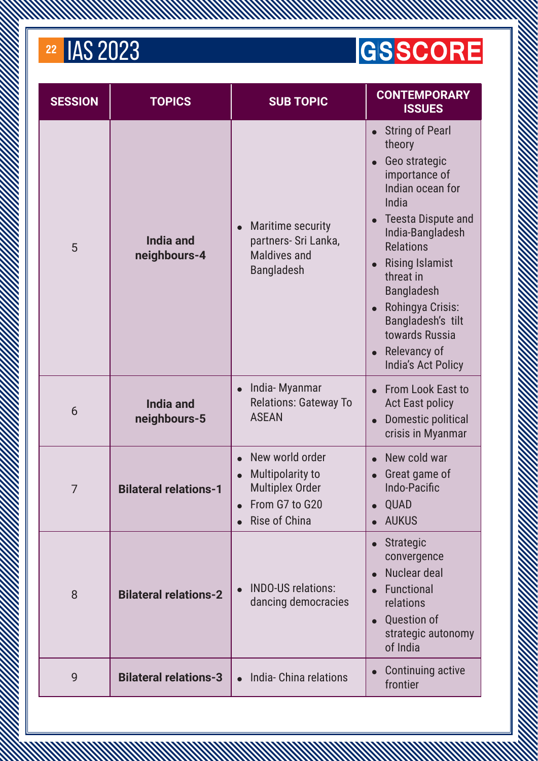| SESSION | TOPICS | SUB TOPIC | CONTEMPORARY ISSUES |
|---|---|---|---|
| 5 | **India and neighbours-4** | • Maritime security partners- Sri Lanka, Maldives and Bangladesh | • String of Pearl theory<br>• Geo strategic importance of Indian ocean for India<br>• Teesta Dispute and India-Bangladesh Relations<br>• Rising Islamist threat in Bangladesh<br>• Rohingya Crisis: Bangladesh's tilt towards Russia<br>• Relevancy of India's Act Policy |
| 6 | **India and neighbours-5** | • India- Myanmar Relations: Gateway To ASEAN | • From Look East to Act East policy<br>• Domestic political crisis in Myanmar |
| 7 | **Bilateral relations-1** | • New world order<br>• Multipolarity to Multiplex Order<br>• From G7 to G20<br>• Rise of China | • New cold war<br>• Great game of Indo-Pacific<br>• QUAD<br>• AUKUS |
| 8 | **Bilateral relations-2** | • INDO-US relations: dancing democracies | • Strategic convergence<br>• Nuclear deal<br>• Functional relations<br>• Question of strategic autonomy of India |
| 9 | **Bilateral relations-3** | • India- China relations | • Continuing active frontier |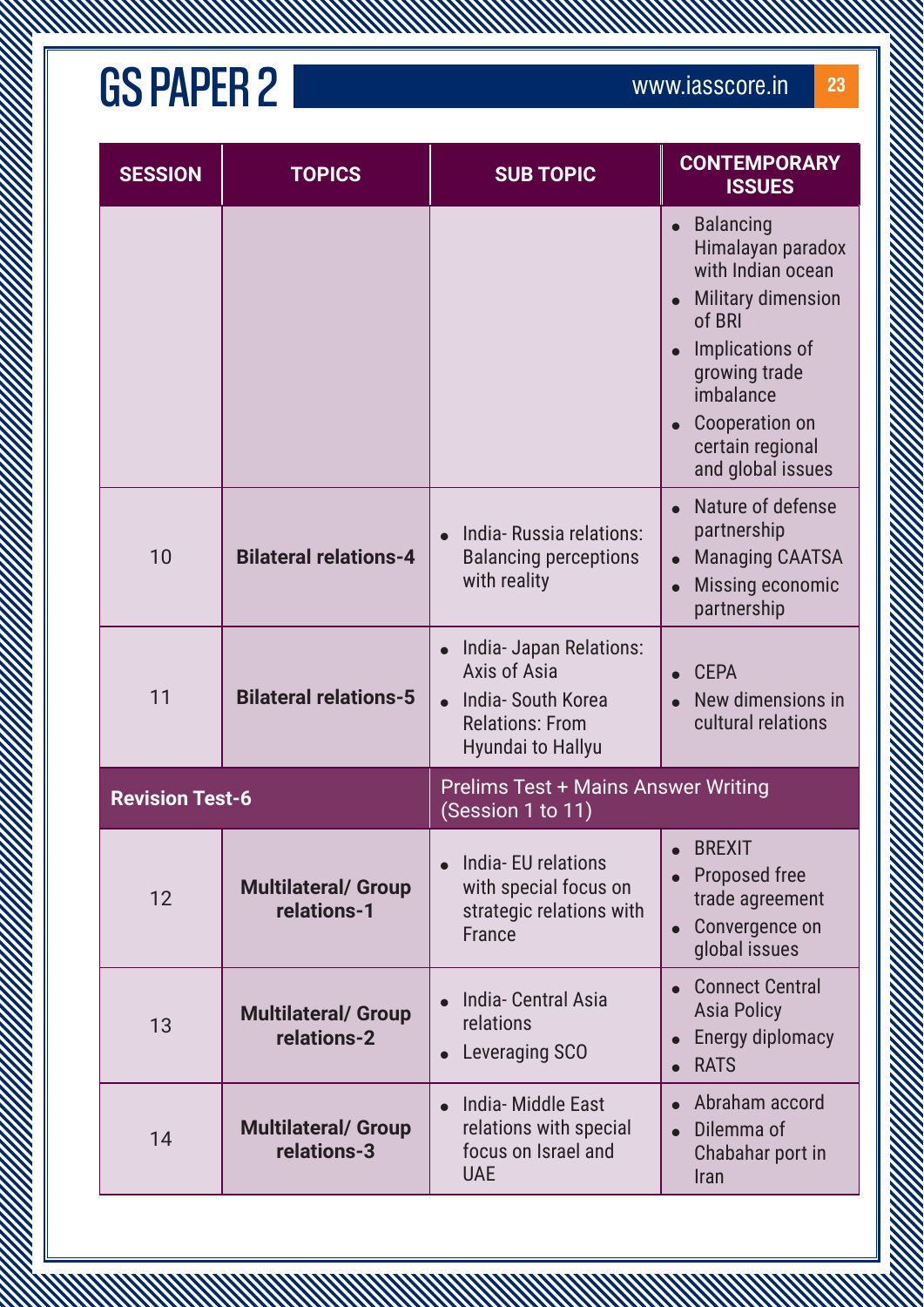# GS PAPER 2

| SESSION | TOPICS | SUB TOPIC | CONTEMPORARY ISSUES |
|---|---|---|---|
| | | | • Balancing Himalayan paradox with Indian ocean<br>• Military dimension of BRI<br>• Implications of growing trade imbalance<br>• Cooperation on certain regional and global issues |
| 10 | **Bilateral relations-4** | • India- Russia relations: Balancing perceptions with reality | • Nature of defense partnership<br>• Managing CAATSA<br>• Missing economic partnership |
| 11 | **Bilateral relations-5** | • India- Japan Relations: Axis of Asia<br>• India- South Korea Relations: From Hyundai to Hallyu | • CEPA<br>• New dimensions in cultural relations |
| **Revision Test-6** | | Prelims Test + Mains Answer Writing (Session 1 to 11) | |
| 12 | **Multilateral/ Group relations-1** | • India- EU relations with special focus on strategic relations with France | • BREXIT<br>• Proposed free trade agreement<br>• Convergence on global issues |
| 13 | **Multilateral/ Group relations-2** | • India- Central Asia relations<br>• Leveraging SCO | • Connect Central Asia Policy<br>• Energy diplomacy<br>• RATS |
| 14 | **Multilateral/ Group relations-3** | • India- Middle East relations with special focus on Israel and UAE | • Abraham accord<br>• Dilemma of Chabahar port in Iran |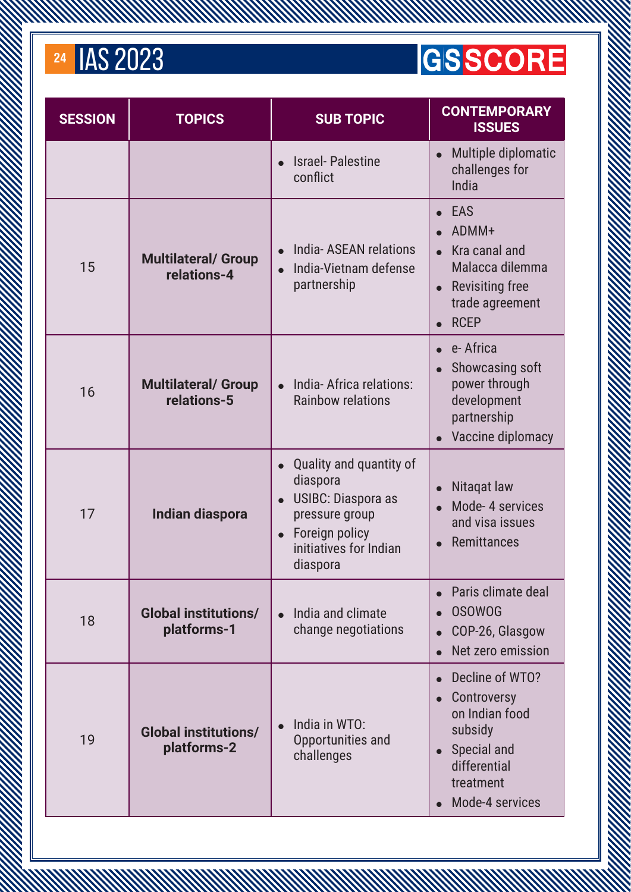| SESSION | TOPICS | SUB TOPIC | CONTEMPORARY ISSUES |
|---|---|---|---|
| | | • Israel- Palestine conflict | • Multiple diplomatic challenges for India |
| 15 | **Multilateral/ Group relations-4** | • India- ASEAN relations<br>• India-Vietnam defense partnership | • EAS<br>• ADMM+<br>• Kra canal and Malacca dilemma<br>• Revisiting free trade agreement<br>• RCEP |
| 16 | **Multilateral/ Group relations-5** | • India- Africa relations: Rainbow relations | • e- Africa<br>• Showcasing soft power through development partnership<br>• Vaccine diplomacy |
| 17 | **Indian diaspora** | • Quality and quantity of diaspora<br>• USIBC: Diaspora as pressure group<br>• Foreign policy initiatives for Indian diaspora | • Nitaqat law<br>• Mode- 4 services and visa issues<br>• Remittances |
| 18 | **Global institutions/ platforms-1** | • India and climate change negotiations | • Paris climate deal<br>• OSOWOG<br>• COP-26, Glasgow<br>• Net zero emission |
| 19 | **Global institutions/ platforms-2** | • India in WTO: Opportunities and challenges | • Decline of WTO?<br>• Controversy on Indian food subsidy<br>• Special and differential treatment<br>• Mode-4 services |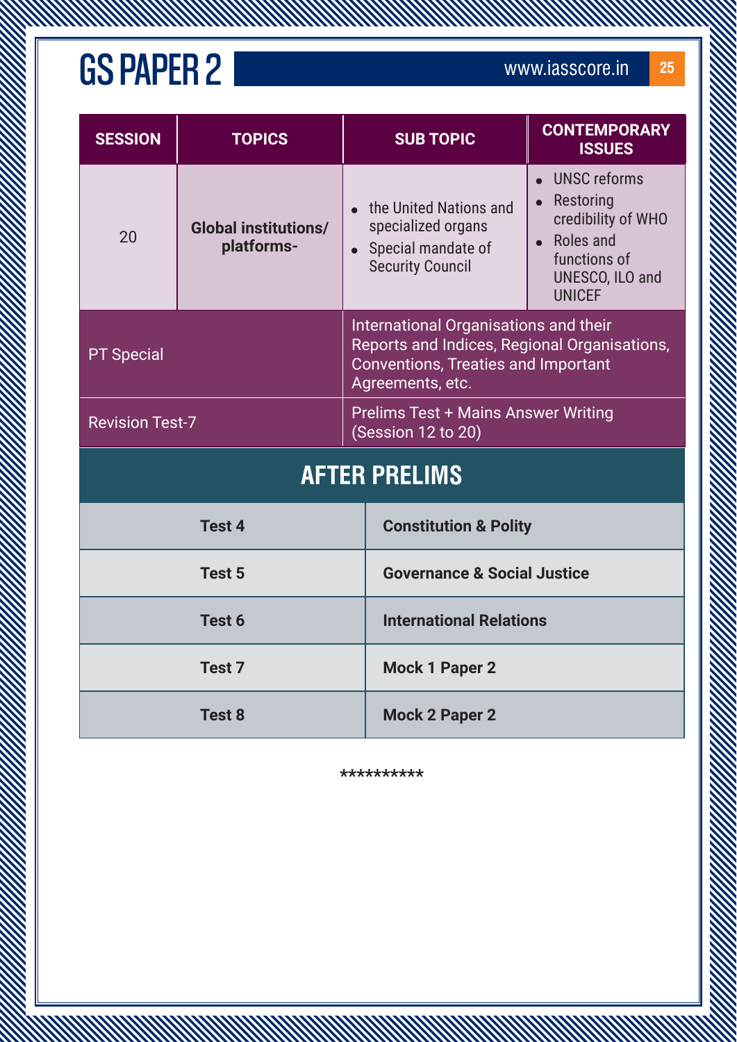# GS PAPER 2

| SESSION | TOPICS | SUB TOPIC | CONTEMPORARY ISSUES |
|---|---|---|---|
| 20 | **Global institutions/ platforms-** | • the United Nations and specialized organs<br>• Special mandate of Security Council | • UNSC reforms<br>• Restoring credibility of WHO<br>• Roles and functions of UNESCO, ILO and UNICEF |
| PT Special | | International Organisations and their Reports and Indices, Regional Organisations, Conventions, Treaties and Important Agreements, etc. | |
| Revision Test-7 | | Prelims Test + Mains Answer Writing (Session 12 to 20) | |

## AFTER PRELIMS

| | |
|---|---|
| **Test 4** | **Constitution & Polity** |
| **Test 5** | **Governance & Social Justice** |
| **Test 6** | **International Relations** |
| **Test 7** | **Mock 1 Paper 2** |
| **Test 8** | **Mock 2 Paper 2** |

**********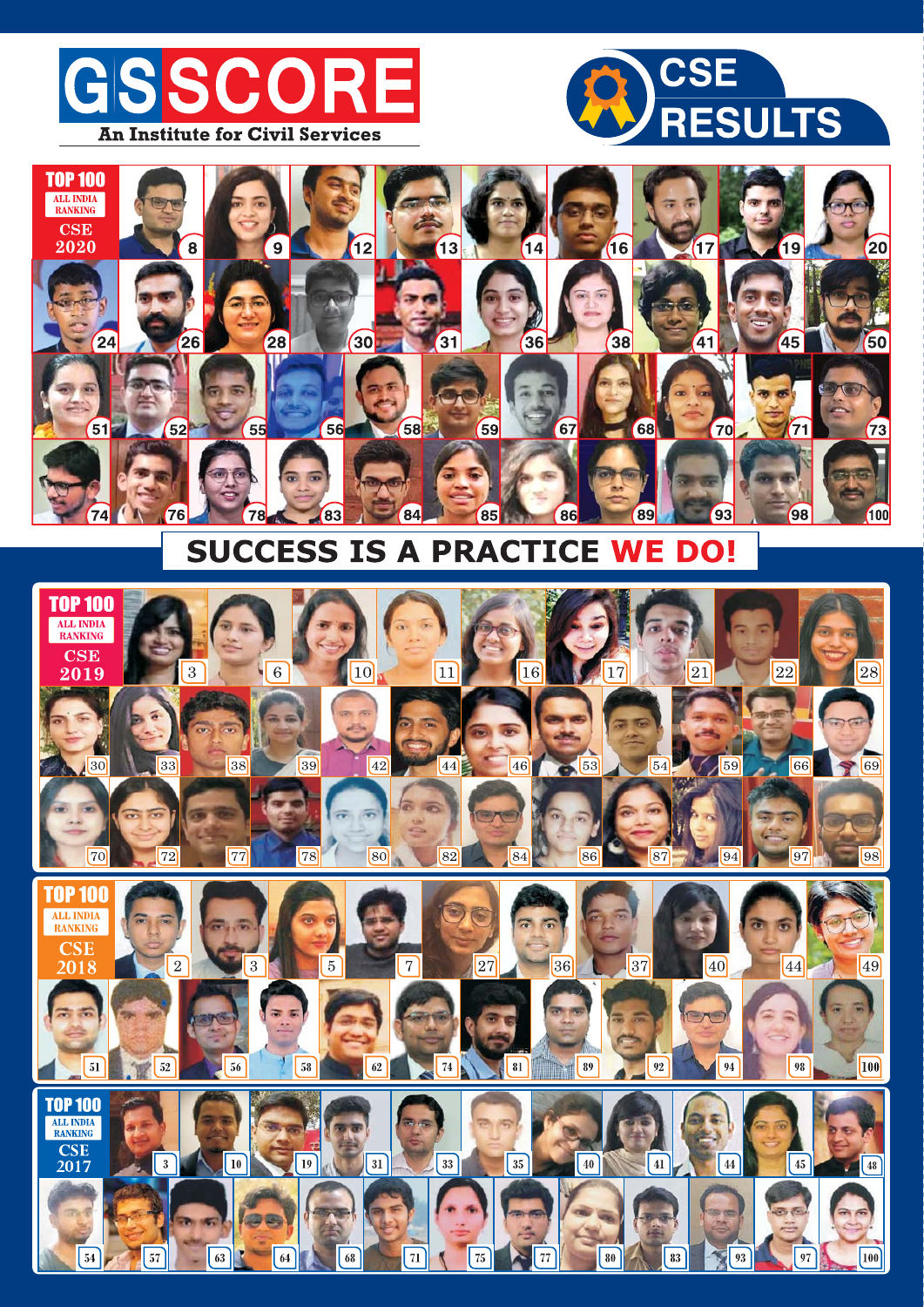# GSSCORE

An Institute for Civil Services

## CSE RESULTS

**TOP 100 ALL INDIA RANKING CSE 2020**

8, 9, 12, 13, 14, 16, 17, 19, 20, 24, 26, 28, 30, 31, 36, 38, 41, 45, 50, 51, 52, 55, 56, 58, 59, 67, 68, 70, 71, 73, 74, 76, 78, 83, 84, 85, 86, 89, 93, 98, 100

## SUCCESS IS A PRACTICE WE DO!

**TOP 100 ALL INDIA RANKING CSE 2019**

3, 6, 10, 11, 16, 17, 21, 22, 28, 30, 33, 38, 39, 42, 44, 46, 53, 54, 59, 66, 69, 70, 72, 77, 78, 80, 82, 84, 86, 87, 94, 97, 98

**TOP 100 ALL INDIA RANKING CSE 2018**

2, 3, 5, 7, 27, 36, 37, 40, 44, 49, 51, 52, 56, 58, 62, 74, 81, 89, 92, 94, 98, 100

**TOP 100 ALL INDIA RANKING CSE 2017**

3, 10, 19, 31, 33, 35, 40, 41, 44, 45, 48, 54, 57, 63, 64, 68, 71, 75, 77, 80, 83, 93, 97, 100